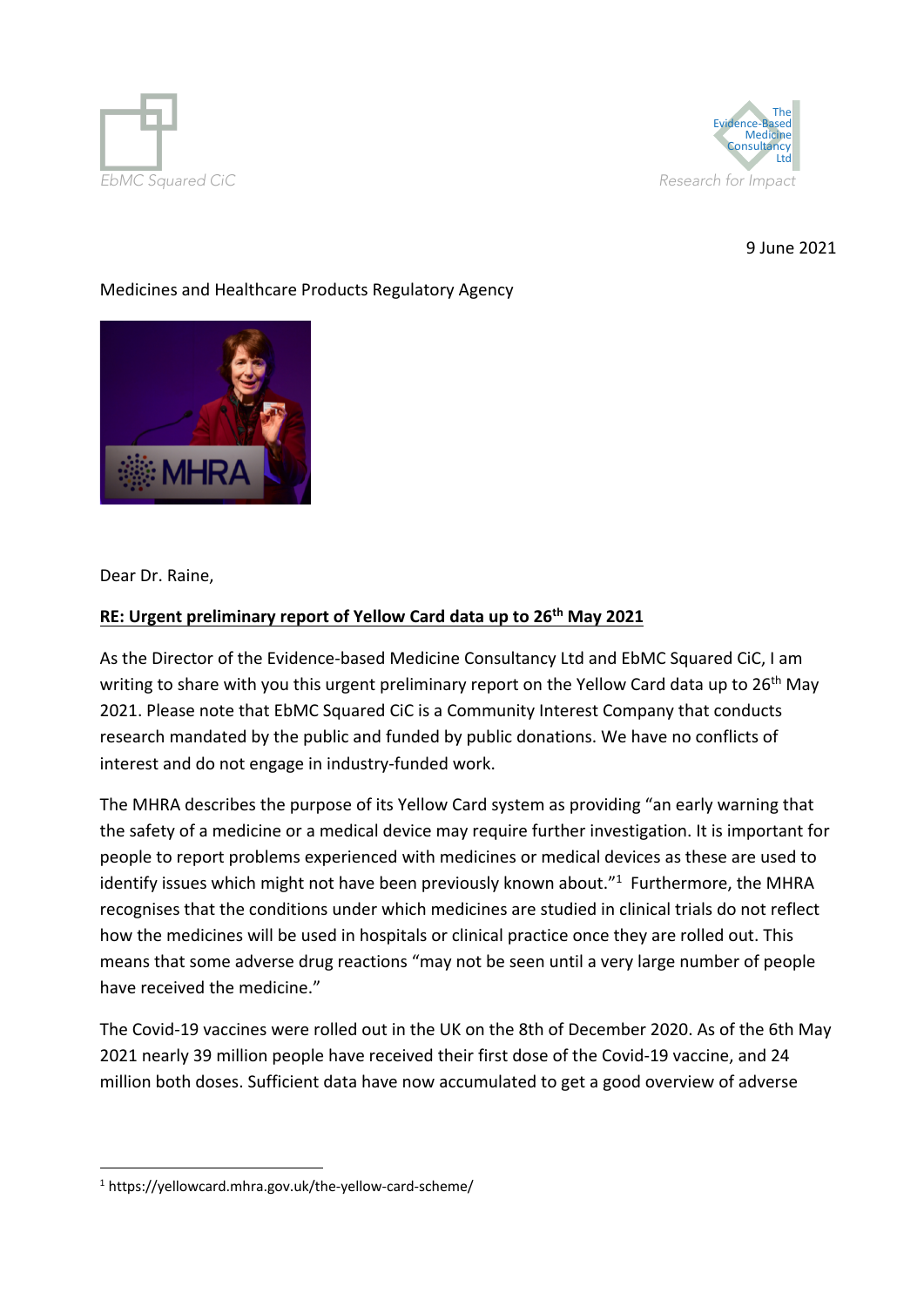EbMC Squared CiC

The Evidence-Based Medicine Consultancy Ltd

*Research for Impact*

9 June 2021

Medicines and Healthcare Products Regulatory Agency

Dear Dr. Raine,

**RE: Urgent preliminary report of Yellow Card data up to 26th May 2021**

As the Director of the Evidence-based Medicine Consultancy Ltd and EbMC Squared CiC, I am writing to share with you this urgent preliminary report on the Yellow Card data up to 26th May 2021. Please note that EbMC Squared CiC is a Community Interest Company that conducts research mandated by the public and funded by public donations. We have no conflicts of interest and do not engage in industry-funded work.

The MHRA describes the purpose of its Yellow Card system as providing "an early warning that the safety of a medicine or a medical device may require further investigation. It is important for people to report problems experienced with medicines or medical devices as these are used to identify issues which might not have been previously known about."[1] Furthermore, the MHRA recognises that the conditions under which medicines are studied in clinical trials do not reflect how the medicines will be used in hospitals or clinical practice once they are rolled out. This means that some adverse drug reactions "may not be seen until a very large number of people have received the medicine."

The Covid-19 vaccines were rolled out in the UK on the 8th of December 2020. As of the 6th May 2021 nearly 39 million people have received their first dose of the Covid-19 vaccine, and 24 million both doses. Sufficient data have now accumulated to get a good overview of adverse

[1] https://yellowcard.mhra.gov.uk/the-yellow-card-scheme/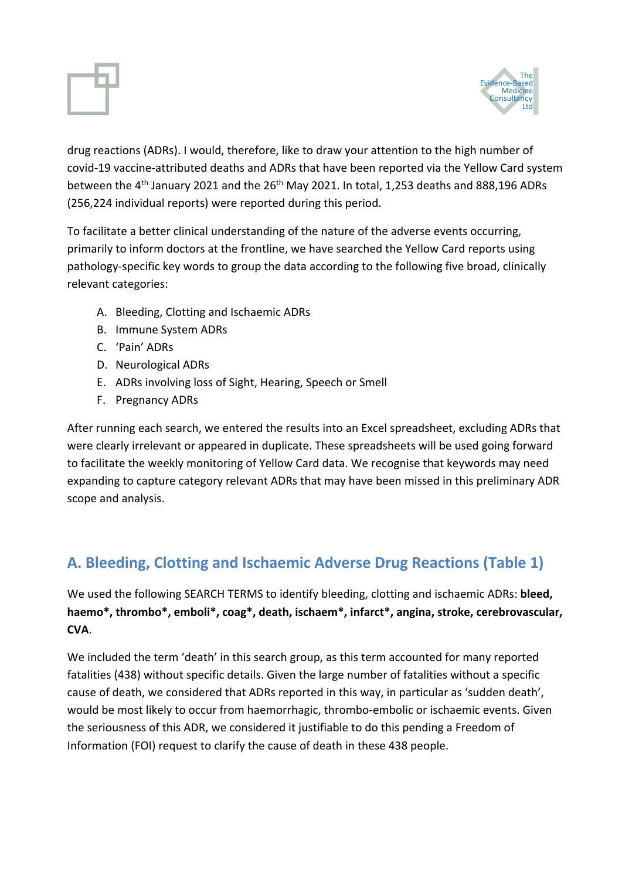drug reactions (ADRs). I would, therefore, like to draw your attention to the high number of covid-19 vaccine-attributed deaths and ADRs that have been reported via the Yellow Card system between the 4th January 2021 and the 26th May 2021. In total, 1,253 deaths and 888,196 ADRs (256,224 individual reports) were reported during this period.

To facilitate a better clinical understanding of the nature of the adverse events occurring, primarily to inform doctors at the frontline, we have searched the Yellow Card reports using pathology-specific key words to group the data according to the following five broad, clinically relevant categories:

A. Bleeding, Clotting and Ischaemic ADRs
B. Immune System ADRs
C. 'Pain' ADRs
D. Neurological ADRs
E. ADRs involving loss of Sight, Hearing, Speech or Smell
F. Pregnancy ADRs

After running each search, we entered the results into an Excel spreadsheet, excluding ADRs that were clearly irrelevant or appeared in duplicate. These spreadsheets will be used going forward to facilitate the weekly monitoring of Yellow Card data. We recognise that keywords may need expanding to capture category relevant ADRs that may have been missed in this preliminary ADR scope and analysis.

## A. Bleeding, Clotting and Ischaemic Adverse Drug Reactions (Table 1)

We used the following SEARCH TERMS to identify bleeding, clotting and ischaemic ADRs: **bleed, haemo*, thrombo*, emboli*, coag*, death, ischaem*, infarct*, angina, stroke, cerebrovascular, CVA**.

We included the term 'death' in this search group, as this term accounted for many reported fatalities (438) without specific details. Given the large number of fatalities without a specific cause of death, we considered that ADRs reported in this way, in particular as 'sudden death', would be most likely to occur from haemorrhagic, thrombo-embolic or ischaemic events. Given the seriousness of this ADR, we considered it justifiable to do this pending a Freedom of Information (FOI) request to clarify the cause of death in these 438 people.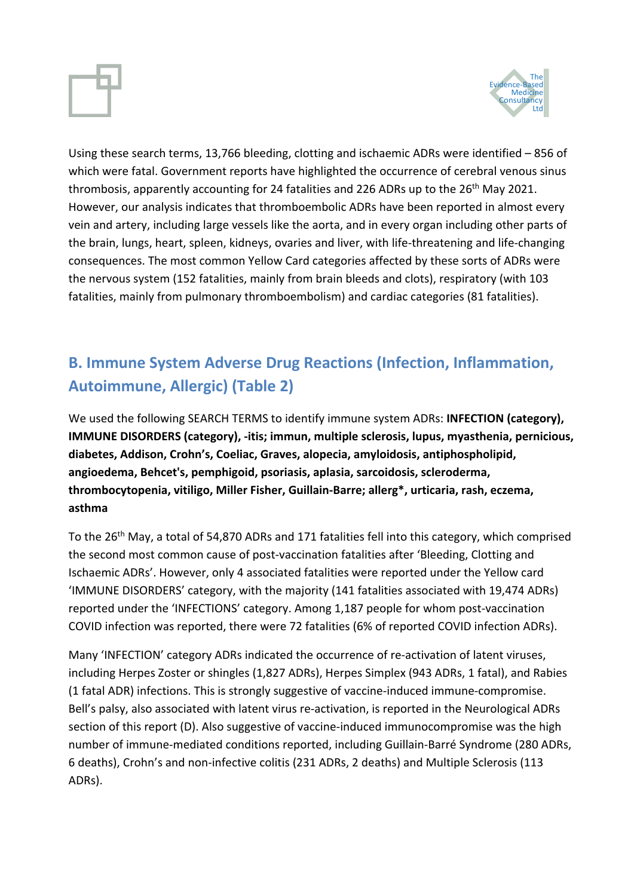Using these search terms, 13,766 bleeding, clotting and ischaemic ADRs were identified – 856 of which were fatal. Government reports have highlighted the occurrence of cerebral venous sinus thrombosis, apparently accounting for 24 fatalities and 226 ADRs up to the 26th May 2021. However, our analysis indicates that thromboembolic ADRs have been reported in almost every vein and artery, including large vessels like the aorta, and in every organ including other parts of the brain, lungs, heart, spleen, kidneys, ovaries and liver, with life-threatening and life-changing consequences. The most common Yellow Card categories affected by these sorts of ADRs were the nervous system (152 fatalities, mainly from brain bleeds and clots), respiratory (with 103 fatalities, mainly from pulmonary thromboembolism) and cardiac categories (81 fatalities).

## B. Immune System Adverse Drug Reactions (Infection, Inflammation, Autoimmune, Allergic) (Table 2)

We used the following SEARCH TERMS to identify immune system ADRs: **INFECTION (category), IMMUNE DISORDERS (category), -itis; immun, multiple sclerosis, lupus, myasthenia, pernicious, diabetes, Addison, Crohn's, Coeliac, Graves, alopecia, amyloidosis, antiphospholipid, angioedema, Behcet's, pemphigoid, psoriasis, aplasia, sarcoidosis, scleroderma, thrombocytopenia, vitiligo, Miller Fisher, Guillain-Barre; allerg*, urticaria, rash, eczema, asthma**

To the 26th May, a total of 54,870 ADRs and 171 fatalities fell into this category, which comprised the second most common cause of post-vaccination fatalities after 'Bleeding, Clotting and Ischaemic ADRs'. However, only 4 associated fatalities were reported under the Yellow card 'IMMUNE DISORDERS' category, with the majority (141 fatalities associated with 19,474 ADRs) reported under the 'INFECTIONS' category. Among 1,187 people for whom post-vaccination COVID infection was reported, there were 72 fatalities (6% of reported COVID infection ADRs).

Many 'INFECTION' category ADRs indicated the occurrence of re-activation of latent viruses, including Herpes Zoster or shingles (1,827 ADRs), Herpes Simplex (943 ADRs, 1 fatal), and Rabies (1 fatal ADR) infections. This is strongly suggestive of vaccine-induced immune-compromise. Bell's palsy, also associated with latent virus re-activation, is reported in the Neurological ADRs section of this report (D). Also suggestive of vaccine-induced immunocompromise was the high number of immune-mediated conditions reported, including Guillain-Barré Syndrome (280 ADRs, 6 deaths), Crohn's and non-infective colitis (231 ADRs, 2 deaths) and Multiple Sclerosis (113 ADRs).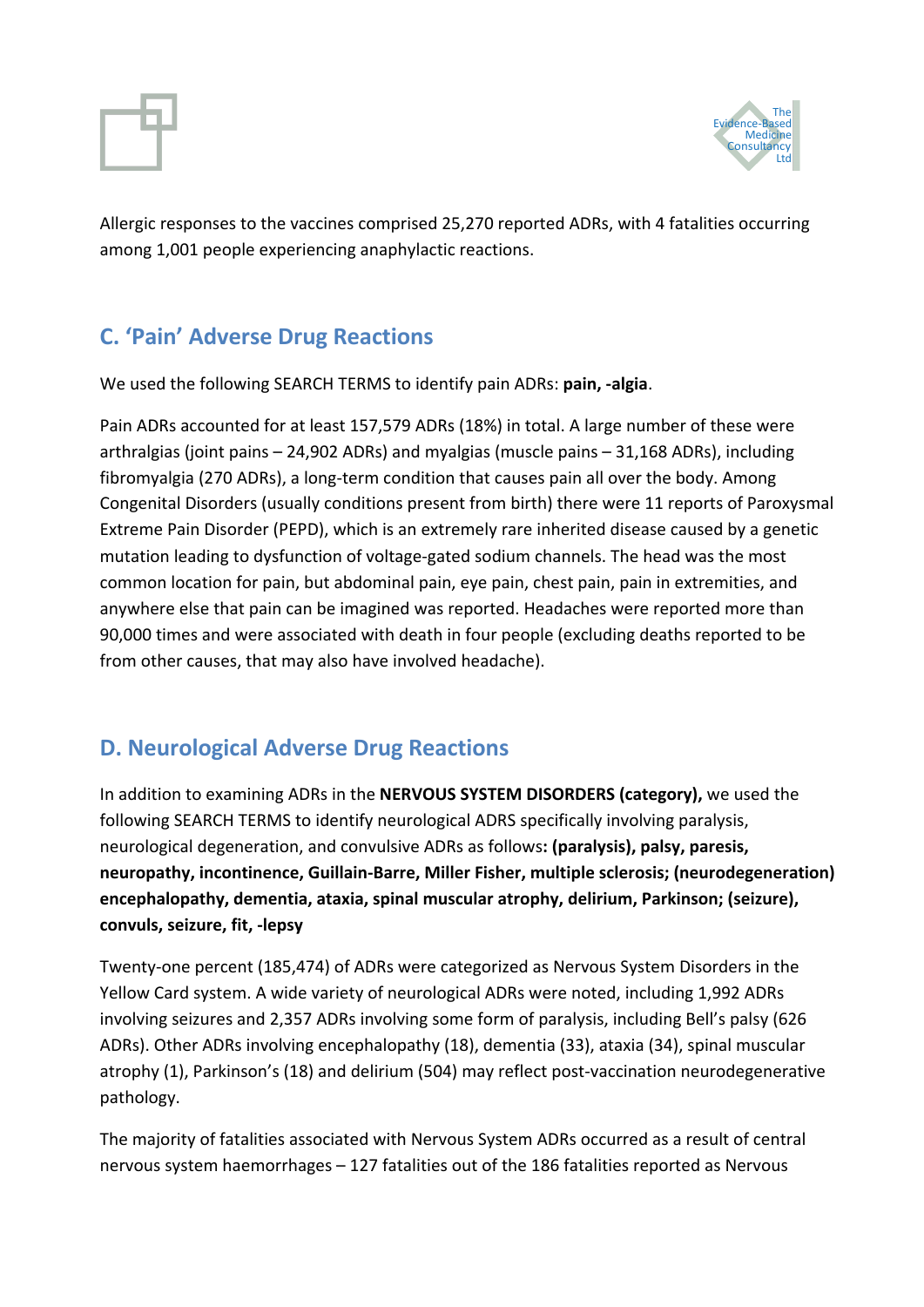Allergic responses to the vaccines comprised 25,270 reported ADRs, with 4 fatalities occurring among 1,001 people experiencing anaphylactic reactions.

## C. 'Pain' Adverse Drug Reactions

We used the following SEARCH TERMS to identify pain ADRs: **pain, -algia**.

Pain ADRs accounted for at least 157,579 ADRs (18%) in total. A large number of these were arthralgias (joint pains – 24,902 ADRs) and myalgias (muscle pains – 31,168 ADRs), including fibromyalgia (270 ADRs), a long-term condition that causes pain all over the body. Among Congenital Disorders (usually conditions present from birth) there were 11 reports of Paroxysmal Extreme Pain Disorder (PEPD), which is an extremely rare inherited disease caused by a genetic mutation leading to dysfunction of voltage-gated sodium channels. The head was the most common location for pain, but abdominal pain, eye pain, chest pain, pain in extremities, and anywhere else that pain can be imagined was reported. Headaches were reported more than 90,000 times and were associated with death in four people (excluding deaths reported to be from other causes, that may also have involved headache).

## D. Neurological Adverse Drug Reactions

In addition to examining ADRs in the **NERVOUS SYSTEM DISORDERS (category),** we used the following SEARCH TERMS to identify neurological ADRS specifically involving paralysis, neurological degeneration, and convulsive ADRs as follows**: (paralysis), palsy, paresis, neuropathy, incontinence, Guillain-Barre, Miller Fisher, multiple sclerosis; (neurodegeneration) encephalopathy, dementia, ataxia, spinal muscular atrophy, delirium, Parkinson; (seizure), convuls, seizure, fit, -lepsy**

Twenty-one percent (185,474) of ADRs were categorized as Nervous System Disorders in the Yellow Card system. A wide variety of neurological ADRs were noted, including 1,992 ADRs involving seizures and 2,357 ADRs involving some form of paralysis, including Bell's palsy (626 ADRs). Other ADRs involving encephalopathy (18), dementia (33), ataxia (34), spinal muscular atrophy (1), Parkinson's (18) and delirium (504) may reflect post-vaccination neurodegenerative pathology.

The majority of fatalities associated with Nervous System ADRs occurred as a result of central nervous system haemorrhages – 127 fatalities out of the 186 fatalities reported as Nervous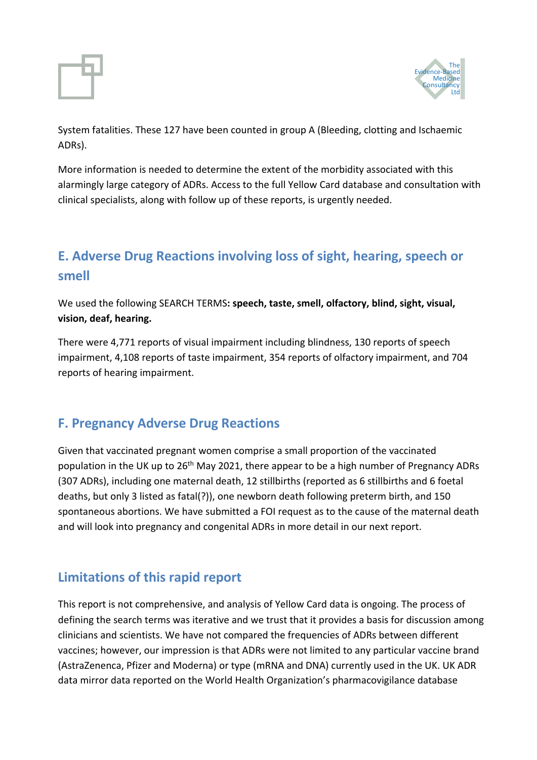System fatalities. These 127 have been counted in group A (Bleeding, clotting and Ischaemic ADRs).

More information is needed to determine the extent of the morbidity associated with this alarmingly large category of ADRs. Access to the full Yellow Card database and consultation with clinical specialists, along with follow up of these reports, is urgently needed.

## E. Adverse Drug Reactions involving loss of sight, hearing, speech or smell

We used the following SEARCH TERMS**: speech, taste, smell, olfactory, blind, sight, visual, vision, deaf, hearing.**

There were 4,771 reports of visual impairment including blindness, 130 reports of speech impairment, 4,108 reports of taste impairment, 354 reports of olfactory impairment, and 704 reports of hearing impairment.

## F. Pregnancy Adverse Drug Reactions

Given that vaccinated pregnant women comprise a small proportion of the vaccinated population in the UK up to 26th May 2021, there appear to be a high number of Pregnancy ADRs (307 ADRs), including one maternal death, 12 stillbirths (reported as 6 stillbirths and 6 foetal deaths, but only 3 listed as fatal(?)), one newborn death following preterm birth, and 150 spontaneous abortions. We have submitted a FOI request as to the cause of the maternal death and will look into pregnancy and congenital ADRs in more detail in our next report.

## Limitations of this rapid report

This report is not comprehensive, and analysis of Yellow Card data is ongoing. The process of defining the search terms was iterative and we trust that it provides a basis for discussion among clinicians and scientists. We have not compared the frequencies of ADRs between different vaccines; however, our impression is that ADRs were not limited to any particular vaccine brand (AstraZenenca, Pfizer and Moderna) or type (mRNA and DNA) currently used in the UK. UK ADR data mirror data reported on the World Health Organization's pharmacovigilance database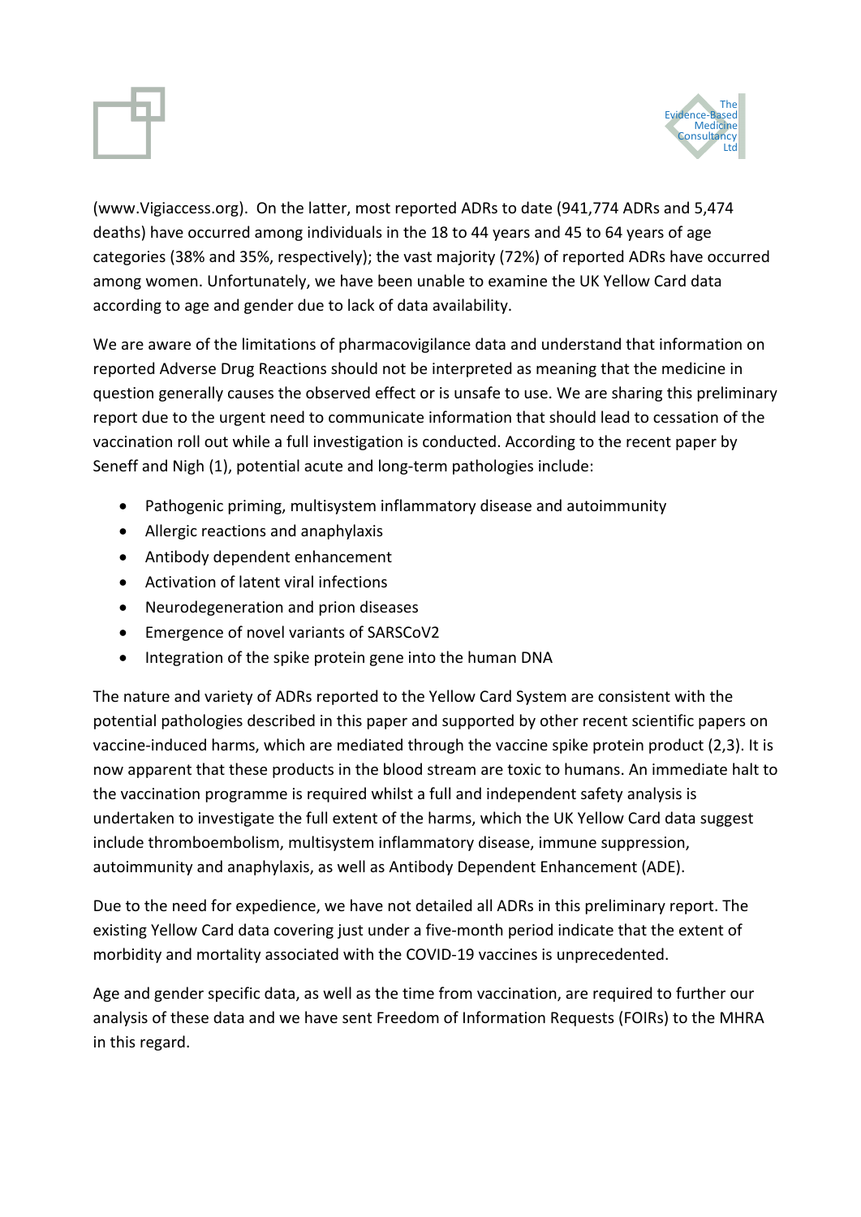(www.Vigiaccess.org). On the latter, most reported ADRs to date (941,774 ADRs and 5,474 deaths) have occurred among individuals in the 18 to 44 years and 45 to 64 years of age categories (38% and 35%, respectively); the vast majority (72%) of reported ADRs have occurred among women. Unfortunately, we have been unable to examine the UK Yellow Card data according to age and gender due to lack of data availability.

We are aware of the limitations of pharmacovigilance data and understand that information on reported Adverse Drug Reactions should not be interpreted as meaning that the medicine in question generally causes the observed effect or is unsafe to use. We are sharing this preliminary report due to the urgent need to communicate information that should lead to cessation of the vaccination roll out while a full investigation is conducted. According to the recent paper by Seneff and Nigh (1), potential acute and long-term pathologies include:

- Pathogenic priming, multisystem inflammatory disease and autoimmunity
- Allergic reactions and anaphylaxis
- Antibody dependent enhancement
- Activation of latent viral infections
- Neurodegeneration and prion diseases
- Emergence of novel variants of SARSCoV2
- Integration of the spike protein gene into the human DNA

The nature and variety of ADRs reported to the Yellow Card System are consistent with the potential pathologies described in this paper and supported by other recent scientific papers on vaccine-induced harms, which are mediated through the vaccine spike protein product (2,3). It is now apparent that these products in the blood stream are toxic to humans. An immediate halt to the vaccination programme is required whilst a full and independent safety analysis is undertaken to investigate the full extent of the harms, which the UK Yellow Card data suggest include thromboembolism, multisystem inflammatory disease, immune suppression, autoimmunity and anaphylaxis, as well as Antibody Dependent Enhancement (ADE).

Due to the need for expedience, we have not detailed all ADRs in this preliminary report. The existing Yellow Card data covering just under a five-month period indicate that the extent of morbidity and mortality associated with the COVID-19 vaccines is unprecedented.

Age and gender specific data, as well as the time from vaccination, are required to further our analysis of these data and we have sent Freedom of Information Requests (FOIRs) to the MHRA in this regard.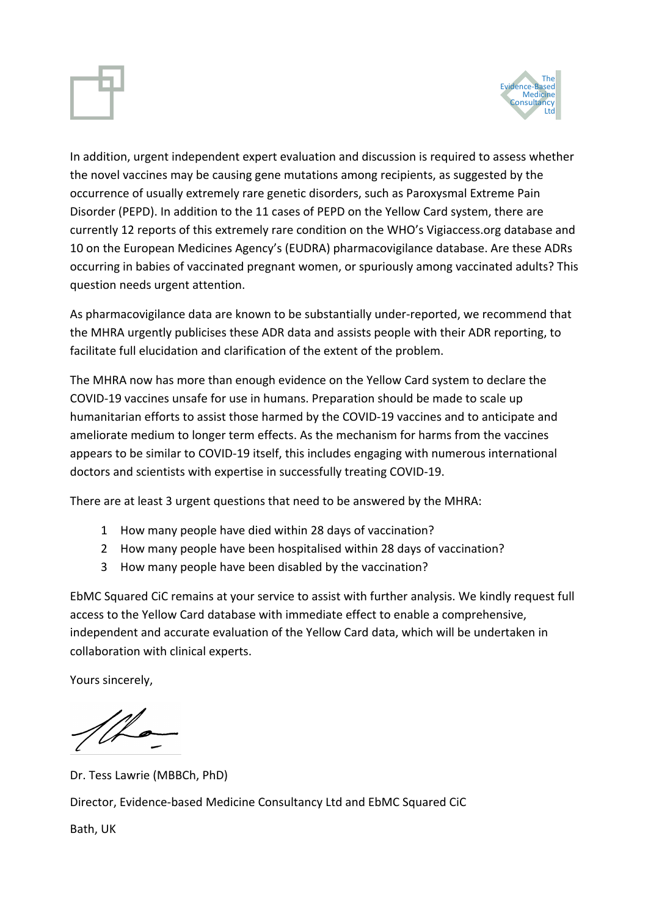In addition, urgent independent expert evaluation and discussion is required to assess whether the novel vaccines may be causing gene mutations among recipients, as suggested by the occurrence of usually extremely rare genetic disorders, such as Paroxysmal Extreme Pain Disorder (PEPD). In addition to the 11 cases of PEPD on the Yellow Card system, there are currently 12 reports of this extremely rare condition on the WHO's Vigiaccess.org database and 10 on the European Medicines Agency's (EUDRA) pharmacovigilance database. Are these ADRs occurring in babies of vaccinated pregnant women, or spuriously among vaccinated adults? This question needs urgent attention.

As pharmacovigilance data are known to be substantially under-reported, we recommend that the MHRA urgently publicises these ADR data and assists people with their ADR reporting, to facilitate full elucidation and clarification of the extent of the problem.

The MHRA now has more than enough evidence on the Yellow Card system to declare the COVID-19 vaccines unsafe for use in humans. Preparation should be made to scale up humanitarian efforts to assist those harmed by the COVID-19 vaccines and to anticipate and ameliorate medium to longer term effects. As the mechanism for harms from the vaccines appears to be similar to COVID-19 itself, this includes engaging with numerous international doctors and scientists with expertise in successfully treating COVID-19.

There are at least 3 urgent questions that need to be answered by the MHRA:

1. How many people have died within 28 days of vaccination?
2. How many people have been hospitalised within 28 days of vaccination?
3. How many people have been disabled by the vaccination?

EbMC Squared CiC remains at your service to assist with further analysis. We kindly request full access to the Yellow Card database with immediate effect to enable a comprehensive, independent and accurate evaluation of the Yellow Card data, which will be undertaken in collaboration with clinical experts.

Yours sincerely,

Dr. Tess Lawrie (MBBCh, PhD)

Director, Evidence-based Medicine Consultancy Ltd and EbMC Squared CiC

Bath, UK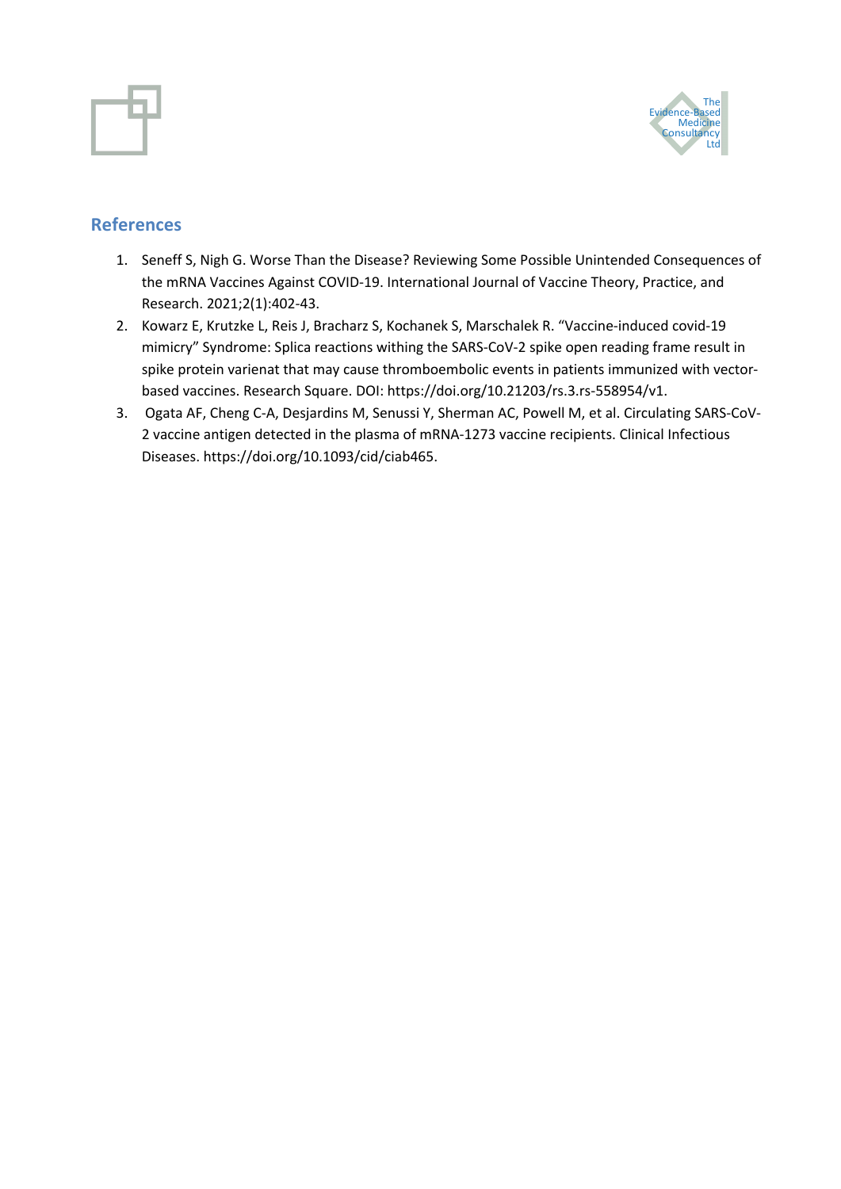## References

1. Seneff S, Nigh G. Worse Than the Disease? Reviewing Some Possible Unintended Consequences of the mRNA Vaccines Against COVID-19. International Journal of Vaccine Theory, Practice, and Research. 2021;2(1):402-43.
2. Kowarz E, Krutzke L, Reis J, Bracharz S, Kochanek S, Marschalek R. "Vaccine-induced covid-19 mimicry" Syndrome: Splica reactions withing the SARS-CoV-2 spike open reading frame result in spike protein varienat that may cause thromboembolic events in patients immunized with vector-based vaccines. Research Square. DOI: https://doi.org/10.21203/rs.3.rs-558954/v1.
3. Ogata AF, Cheng C-A, Desjardins M, Senussi Y, Sherman AC, Powell M, et al. Circulating SARS-CoV-2 vaccine antigen detected in the plasma of mRNA-1273 vaccine recipients. Clinical Infectious Diseases. https://doi.org/10.1093/cid/ciab465.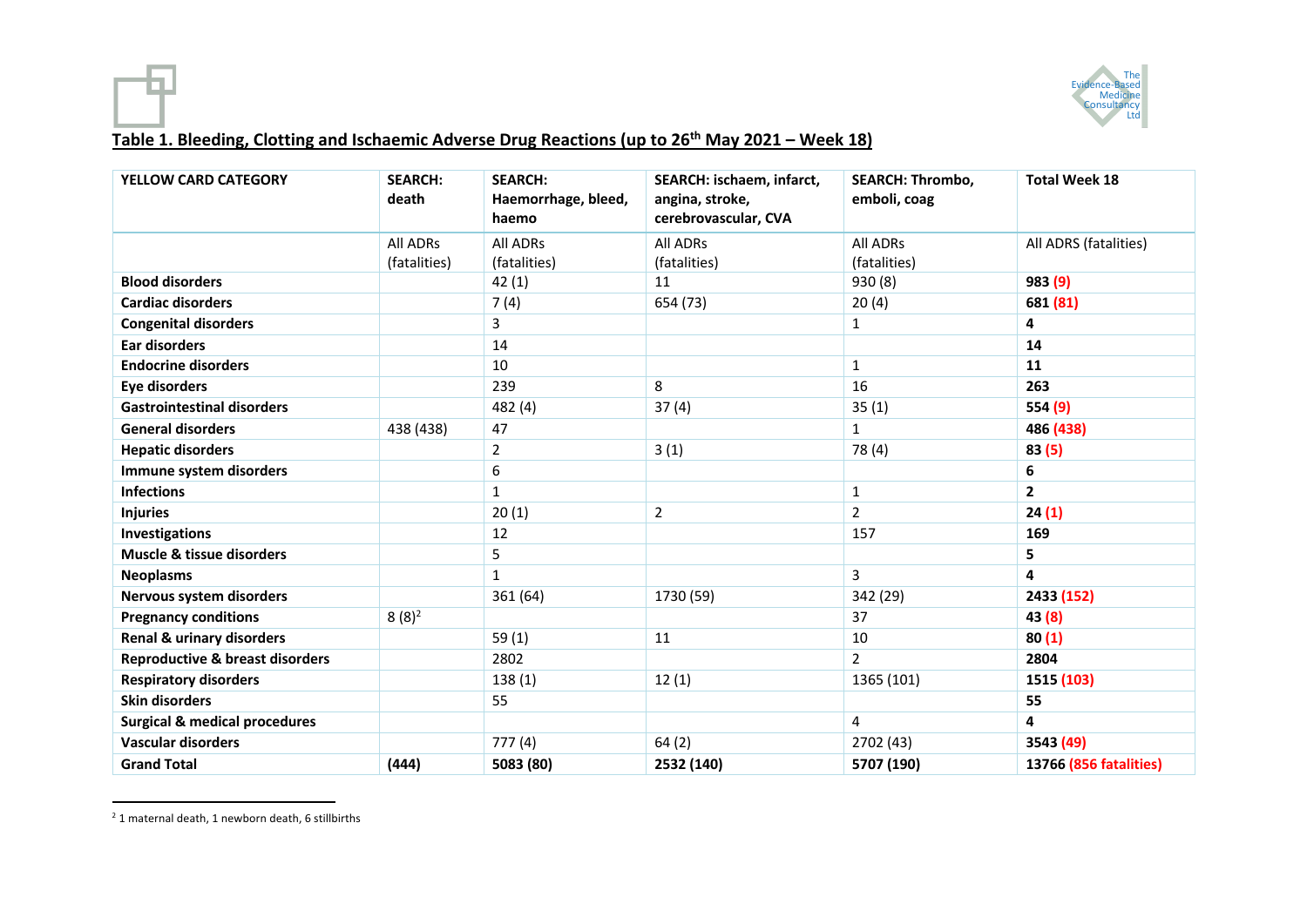**Table 1. Bleeding, Clotting and Ischaemic Adverse Drug Reactions (up to 26th May 2021 – Week 18)**

| YELLOW CARD CATEGORY | SEARCH: death | SEARCH: Haemorrhage, bleed, haemo | SEARCH: ischaem, infarct, angina, stroke, cerebrovascular, CVA | SEARCH: Thrombo, emboli, coag | Total Week 18 |
|---|---|---|---|---|---|
| | All ADRs (fatalities) | All ADRs (fatalities) | All ADRs (fatalities) | All ADRs (fatalities) | All ADRS (fatalities) |
| **Blood disorders** | | 42 (1) | 11 | 930 (8) | **983 (9)** |
| **Cardiac disorders** | | 7 (4) | 654 (73) | 20 (4) | **681 (81)** |
| **Congenital disorders** | | 3 | | 1 | **4** |
| **Ear disorders** | | 14 | | | **14** |
| **Endocrine disorders** | | 10 | | 1 | **11** |
| **Eye disorders** | | 239 | 8 | 16 | **263** |
| **Gastrointestinal disorders** | | 482 (4) | 37 (4) | 35 (1) | **554 (9)** |
| **General disorders** | 438 (438) | 47 | | 1 | **486 (438)** |
| **Hepatic disorders** | | 2 | 3 (1) | 78 (4) | **83 (5)** |
| **Immune system disorders** | | 6 | | | **6** |
| **Infections** | | 1 | | 1 | **2** |
| **Injuries** | | 20 (1) | 2 | 2 | **24 (1)** |
| **Investigations** | | 12 | | 157 | **169** |
| **Muscle & tissue disorders** | | 5 | | | **5** |
| **Neoplasms** | | 1 | | 3 | **4** |
| **Nervous system disorders** | | 361 (64) | 1730 (59) | 342 (29) | **2433 (152)** |
| **Pregnancy conditions** | 8 (8)[2] | | | 37 | **43 (8)** |
| **Renal & urinary disorders** | | 59 (1) | 11 | 10 | **80 (1)** |
| **Reproductive & breast disorders** | | 2802 | | 2 | **2804** |
| **Respiratory disorders** | | 138 (1) | 12 (1) | 1365 (101) | **1515 (103)** |
| **Skin disorders** | | 55 | | | **55** |
| **Surgical & medical procedures** | | | | 4 | **4** |
| **Vascular disorders** | | 777 (4) | 64 (2) | 2702 (43) | **3543 (49)** |
| **Grand Total** | **(444)** | **5083 (80)** | **2532 (140)** | **5707 (190)** | **13766 (856 fatalities)** |

[2] 1 maternal death, 1 newborn death, 6 stillbirths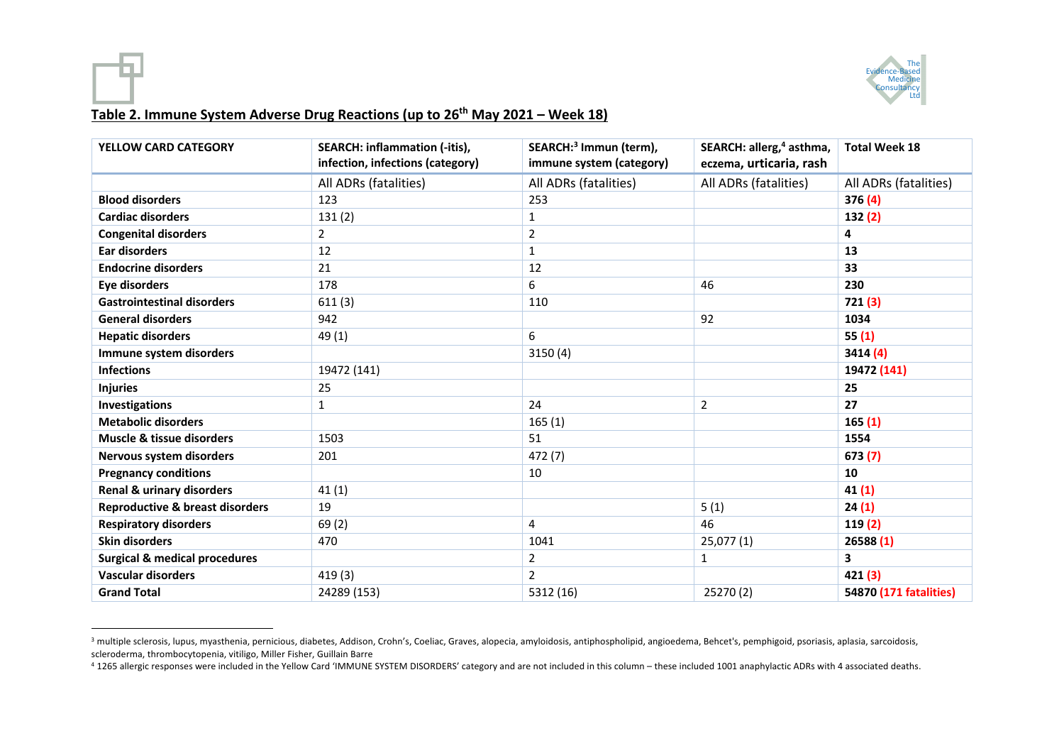## Table 2. Immune System Adverse Drug Reactions (up to 26th May 2021 – Week 18)

| YELLOW CARD CATEGORY | SEARCH: inflammation (-itis), infection, infections (category) | SEARCH:[3] Immun (term), immune system (category) | SEARCH: allerg,[4] asthma, eczema, urticaria, rash | Total Week 18 |
|---|---|---|---|---|
| | All ADRs (fatalities) | All ADRs (fatalities) | All ADRs (fatalities) | All ADRs (fatalities) |
| **Blood disorders** | 123 | 253 | | **376 (4)** |
| **Cardiac disorders** | 131 (2) | 1 | | **132 (2)** |
| **Congenital disorders** | 2 | 2 | | **4** |
| **Ear disorders** | 12 | 1 | | **13** |
| **Endocrine disorders** | 21 | 12 | | **33** |
| **Eye disorders** | 178 | 6 | 46 | **230** |
| **Gastrointestinal disorders** | 611 (3) | 110 | | **721 (3)** |
| **General disorders** | 942 | | 92 | **1034** |
| **Hepatic disorders** | 49 (1) | 6 | | **55 (1)** |
| **Immune system disorders** | | 3150 (4) | | **3414 (4)** |
| **Infections** | 19472 (141) | | | **19472 (141)** |
| **Injuries** | 25 | | | **25** |
| **Investigations** | 1 | 24 | 2 | **27** |
| **Metabolic disorders** | | 165 (1) | | **165 (1)** |
| **Muscle & tissue disorders** | 1503 | 51 | | **1554** |
| **Nervous system disorders** | 201 | 472 (7) | | **673 (7)** |
| **Pregnancy conditions** | | 10 | | **10** |
| **Renal & urinary disorders** | 41 (1) | | | **41 (1)** |
| **Reproductive & breast disorders** | 19 | | 5 (1) | **24 (1)** |
| **Respiratory disorders** | 69 (2) | 4 | 46 | **119 (2)** |
| **Skin disorders** | 470 | 1041 | 25,077 (1) | **26588 (1)** |
| **Surgical & medical procedures** | | 2 | 1 | **3** |
| **Vascular disorders** | 419 (3) | 2 | | **421 (3)** |
| **Grand Total** | 24289 (153) | 5312 (16) | 25270 (2) | **54870 (171 fatalities)** |

[3] multiple sclerosis, lupus, myasthenia, pernicious, diabetes, Addison, Crohn's, Coeliac, Graves, alopecia, amyloidosis, antiphospholipid, angioedema, Behcet's, pemphigoid, psoriasis, aplasia, sarcoidosis, scleroderma, thrombocytopenia, vitiligo, Miller Fisher, Guillain Barre

[4] 1265 allergic responses were included in the Yellow Card 'IMMUNE SYSTEM DISORDERS' category and are not included in this column – these included 1001 anaphylactic ADRs with 4 associated deaths.